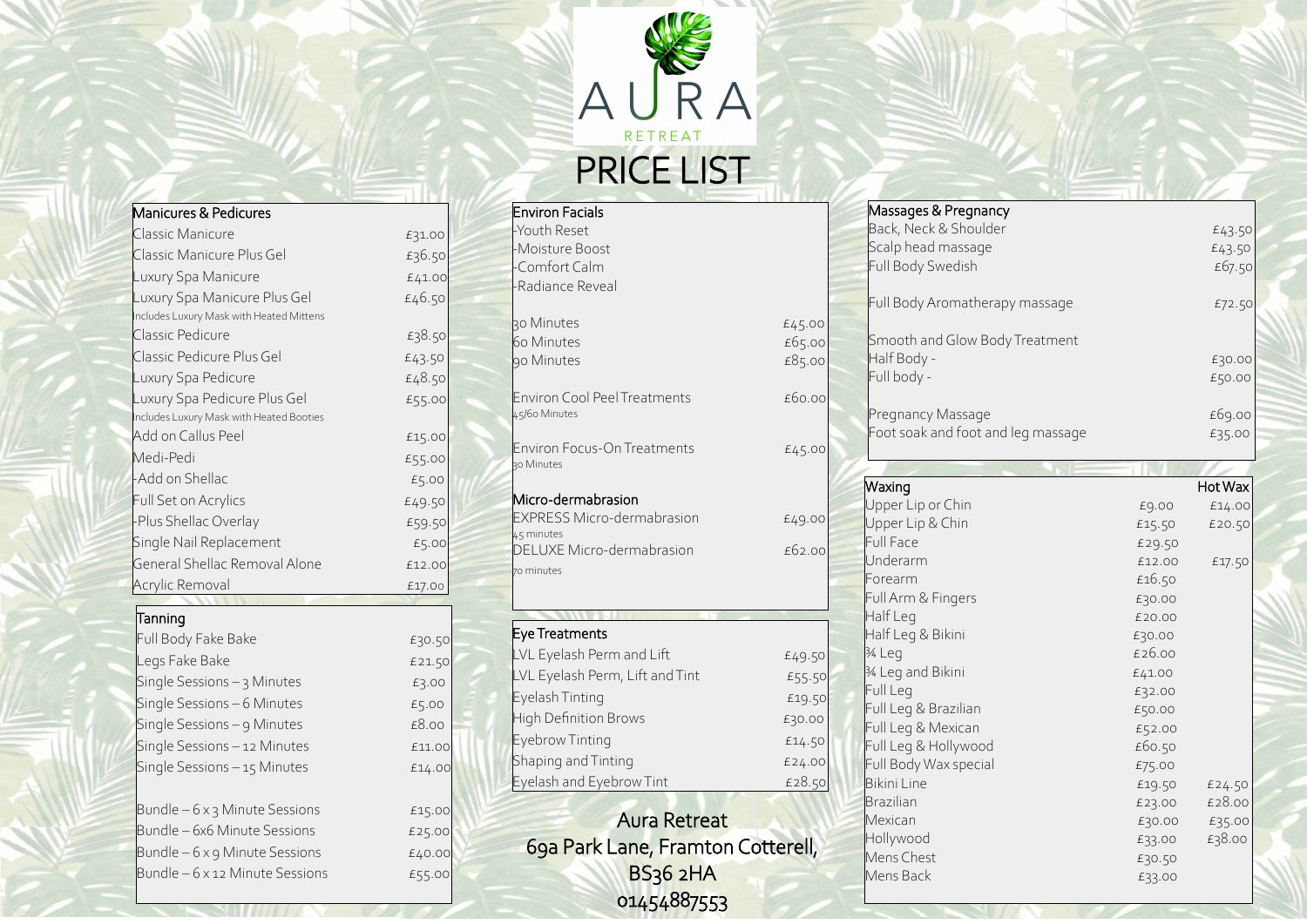# AURA RETREAT

# PRICE LIST

## Manicures & Pedicures

| Manicures & Pedicures | |
|---|---|
| Classic Manicure | £31.00 |
| Classic Manicure Plus Gel | £36.50 |
| Luxury Spa Manicure | £41.00 |
| Luxury Spa Manicure Plus Gel<br>Includes Luxury Mask with Heated Mittens | £46.50 |
| Classic Pedicure | £38.50 |
| Classic Pedicure Plus Gel | £43.50 |
| Luxury Spa Pedicure | £48.50 |
| Luxury Spa Pedicure Plus Gel<br>Includes Luxury Mask with Heated Booties | £55.00 |
| Add on Callus Peel | £15.00 |
| Medi-Pedi | £55.00 |
| -Add on Shellac | £5.00 |
| Full Set on Acrylics | £49.50 |
| -Plus Shellac Overlay | £59.50 |
| Single Nail Replacement | £5.00 |
| General Shellac Removal Alone | £12.00 |
| Acrylic Removal | £17.00 |

## Tanning

| Tanning | |
|---|---|
| Full Body Fake Bake | £30.50 |
| Legs Fake Bake | £21.50 |
| Single Sessions – 3 Minutes | £3.00 |
| Single Sessions – 6 Minutes | £5.00 |
| Single Sessions – 9 Minutes | £8.00 |
| Single Sessions – 12 Minutes | £11.00 |
| Single Sessions – 15 Minutes | £14.00 |
| Bundle – 6 x 3 Minute Sessions | £15.00 |
| Bundle – 6x6 Minute Sessions | £25.00 |
| Bundle – 6 x 9 Minute Sessions | £40.00 |
| Bundle – 6 x 12 Minute Sessions | £55.00 |

## Environ Facials

-Youth Reset
-Moisture Boost
-Comfort Calm
-Radiance Reveal

| Environ Facials | |
|---|---|
| 30 Minutes | £45.00 |
| 60 Minutes | £65.00 |
| 90 Minutes | £85.00 |
| Environ Cool Peel Treatments<br>45/60 Minutes | £60.00 |
| Environ Focus-On Treatments<br>30 Minutes | £45.00 |

## Micro-dermabrasion

| Micro-dermabrasion | |
|---|---|
| EXPRESS Micro-dermabrasion<br>45 minutes | £49.00 |
| DELUXE Micro-dermabrasion<br>70 minutes | £62.00 |

## Eye Treatments

| Eye Treatments | |
|---|---|
| LVL Eyelash Perm and Lift | £49.50 |
| LVL Eyelash Perm, Lift and Tint | £55.50 |
| Eyelash Tinting | £19.50 |
| High Definition Brows | £30.00 |
| Eyebrow Tinting | £14.50 |
| Shaping and Tinting | £24.00 |
| Eyelash and Eyebrow Tint | £28.50 |

## Massages & Pregnancy

| Massages & Pregnancy | |
|---|---|
| Back, Neck & Shoulder | £43.50 |
| Scalp head massage | £43.50 |
| Full Body Swedish | £67.50 |
| Full Body Aromatherapy massage | £72.50 |
| Smooth and Glow Body Treatment | |
| Half Body - | £30.00 |
| Full body - | £50.00 |
| Pregnancy Massage | £69.00 |
| Foot soak and foot and leg massage | £35.00 |

## Waxing

| Waxing | | Hot Wax |
|---|---|---|
| Upper Lip or Chin | £9.00 | £14.00 |
| Upper Lip & Chin | £15.50 | £20.50 |
| Full Face | £29.50 | |
| Underarm | £12.00 | £17.50 |
| Forearm | £16.50 | |
| Full Arm & Fingers | £30.00 | |
| Half Leg | £20.00 | |
| Half Leg & Bikini | £30.00 | |
| ¾ Leg | £26.00 | |
| ¾ Leg and Bikini | £41.00 | |
| Full Leg | £32.00 | |
| Full Leg & Brazilian | £50.00 | |
| Full Leg & Mexican | £52.00 | |
| Full Leg & Hollywood | £60.50 | |
| Full Body Wax special | £75.00 | |
| Bikini Line | £19.50 | £24.50 |
| Brazilian | £23.00 | £28.00 |
| Mexican | £30.00 | £35.00 |
| Hollywood | £33.00 | £38.00 |
| Mens Chest | £30.50 | |
| Mens Back | £33.00 | |

Aura Retreat
69a Park Lane, Framton Cotterell,
BS36 2HA
01454887553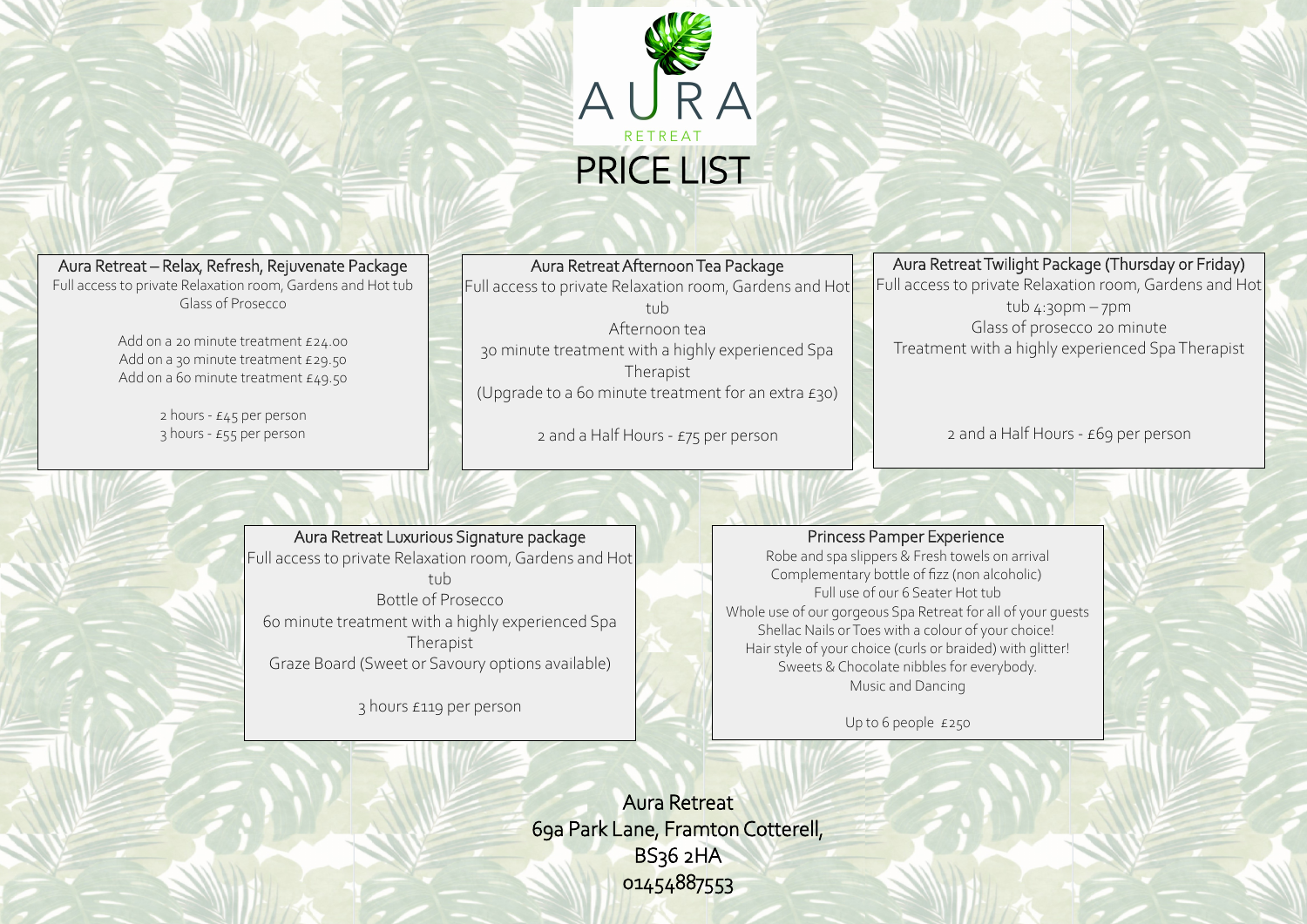# AURA RETREAT

# PRICE LIST

## Aura Retreat – Relax, Refresh, Rejuvenate Package

Full access to private Relaxation room, Gardens and Hot tub
Glass of Prosecco

Add on a 20 minute treatment £24.00
Add on a 30 minute treatment £29.50
Add on a 60 minute treatment £49.50

2 hours - £45 per person
3 hours - £55 per person

## Aura Retreat Afternoon Tea Package

Full access to private Relaxation room, Gardens and Hot tub
Afternoon tea
30 minute treatment with a highly experienced Spa Therapist
(Upgrade to a 60 minute treatment for an extra £30)

2 and a Half Hours - £75 per person

## Aura Retreat Twilight Package (Thursday or Friday)

Full access to private Relaxation room, Gardens and Hot tub 4:30pm – 7pm
Glass of prosecco 20 minute
Treatment with a highly experienced Spa Therapist

2 and a Half Hours - £69 per person

## Aura Retreat Luxurious Signature package

Full access to private Relaxation room, Gardens and Hot tub
Bottle of Prosecco
60 minute treatment with a highly experienced Spa Therapist
Graze Board (Sweet or Savoury options available)

3 hours £119 per person

## Princess Pamper Experience

Robe and spa slippers & Fresh towels on arrival
Complementary bottle of fizz (non alcoholic)
Full use of our 6 Seater Hot tub
Whole use of our gorgeous Spa Retreat for all of your guests
Shellac Nails or Toes with a colour of your choice!
Hair style of your choice (curls or braided) with glitter!
Sweets & Chocolate nibbles for everybody.
Music and Dancing

Up to 6 people £250

Aura Retreat
69a Park Lane, Framton Cotterell,
BS36 2HA
01454887553